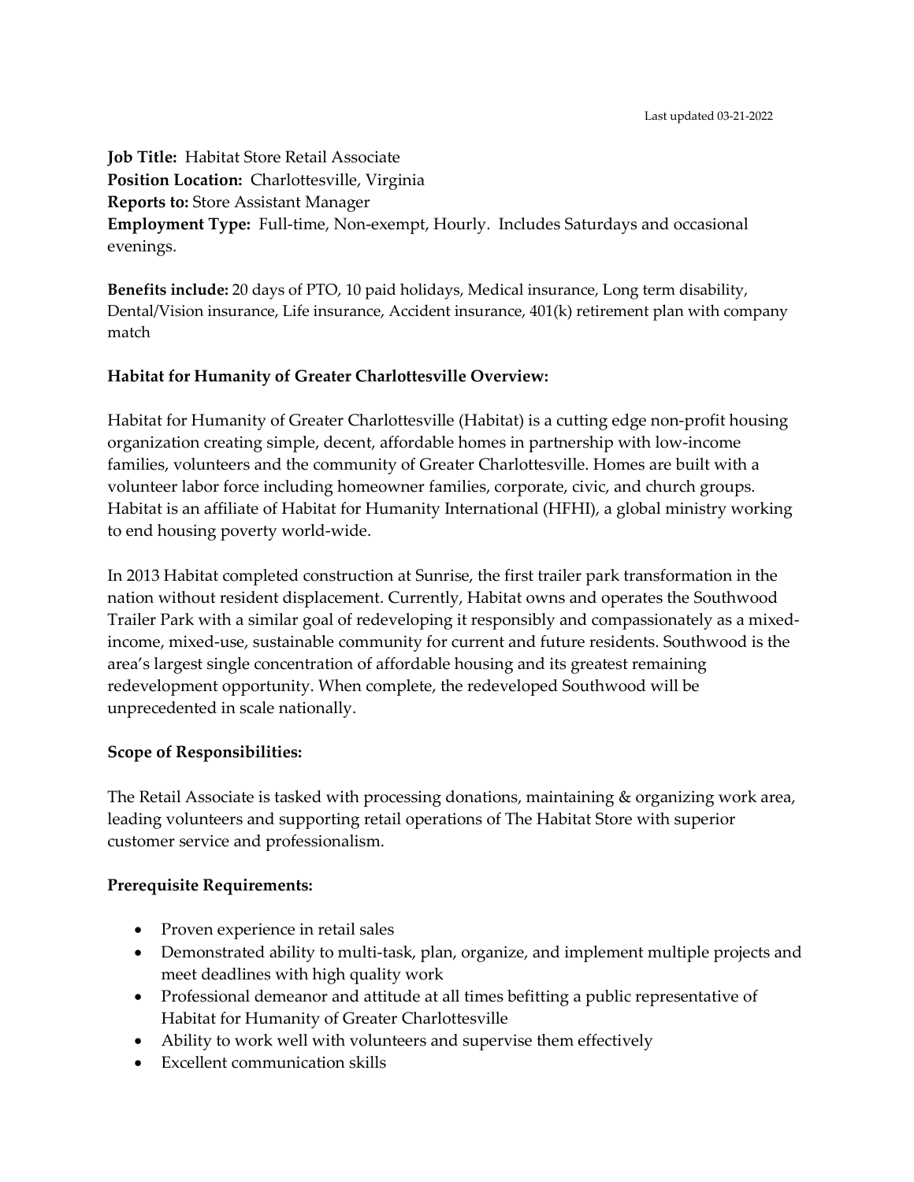Last updated 03-21-2022

**Job Title:** Habitat Store Retail Associate
**Position Location:** Charlottesville, Virginia
**Reports to:** Store Assistant Manager
**Employment Type:** Full-time, Non-exempt, Hourly. Includes Saturdays and occasional evenings.

**Benefits include:** 20 days of PTO, 10 paid holidays, Medical insurance, Long term disability, Dental/Vision insurance, Life insurance, Accident insurance, 401(k) retirement plan with company match

**Habitat for Humanity of Greater Charlottesville Overview:**

Habitat for Humanity of Greater Charlottesville (Habitat) is a cutting edge non-profit housing organization creating simple, decent, affordable homes in partnership with low-income families, volunteers and the community of Greater Charlottesville. Homes are built with a volunteer labor force including homeowner families, corporate, civic, and church groups. Habitat is an affiliate of Habitat for Humanity International (HFHI), a global ministry working to end housing poverty world-wide.

In 2013 Habitat completed construction at Sunrise, the first trailer park transformation in the nation without resident displacement. Currently, Habitat owns and operates the Southwood Trailer Park with a similar goal of redeveloping it responsibly and compassionately as a mixed-income, mixed-use, sustainable community for current and future residents. Southwood is the area's largest single concentration of affordable housing and its greatest remaining redevelopment opportunity. When complete, the redeveloped Southwood will be unprecedented in scale nationally.

**Scope of Responsibilities:**

The Retail Associate is tasked with processing donations, maintaining & organizing work area, leading volunteers and supporting retail operations of The Habitat Store with superior customer service and professionalism.

**Prerequisite Requirements:**

- Proven experience in retail sales
- Demonstrated ability to multi-task, plan, organize, and implement multiple projects and meet deadlines with high quality work
- Professional demeanor and attitude at all times befitting a public representative of Habitat for Humanity of Greater Charlottesville
- Ability to work well with volunteers and supervise them effectively
- Excellent communication skills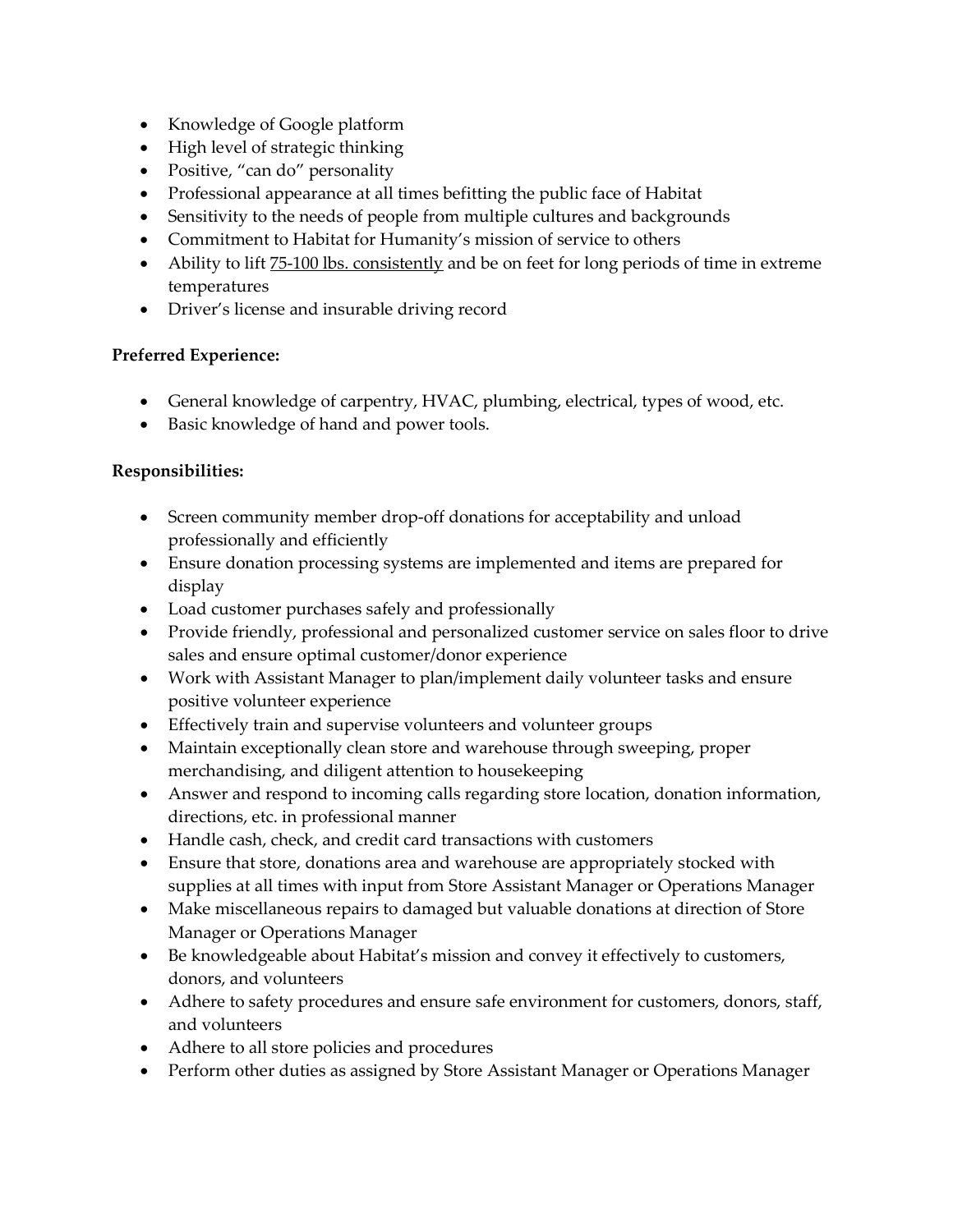- Knowledge of Google platform
- High level of strategic thinking
- Positive, "can do" personality
- Professional appearance at all times befitting the public face of Habitat
- Sensitivity to the needs of people from multiple cultures and backgrounds
- Commitment to Habitat for Humanity's mission of service to others
- Ability to lift <u>75-100 lbs. consistently</u> and be on feet for long periods of time in extreme temperatures
- Driver's license and insurable driving record

**Preferred Experience:**

- General knowledge of carpentry, HVAC, plumbing, electrical, types of wood, etc.
- Basic knowledge of hand and power tools.

**Responsibilities:**

- Screen community member drop-off donations for acceptability and unload professionally and efficiently
- Ensure donation processing systems are implemented and items are prepared for display
- Load customer purchases safely and professionally
- Provide friendly, professional and personalized customer service on sales floor to drive sales and ensure optimal customer/donor experience
- Work with Assistant Manager to plan/implement daily volunteer tasks and ensure positive volunteer experience
- Effectively train and supervise volunteers and volunteer groups
- Maintain exceptionally clean store and warehouse through sweeping, proper merchandising, and diligent attention to housekeeping
- Answer and respond to incoming calls regarding store location, donation information, directions, etc. in professional manner
- Handle cash, check, and credit card transactions with customers
- Ensure that store, donations area and warehouse are appropriately stocked with supplies at all times with input from Store Assistant Manager or Operations Manager
- Make miscellaneous repairs to damaged but valuable donations at direction of Store Manager or Operations Manager
- Be knowledgeable about Habitat's mission and convey it effectively to customers, donors, and volunteers
- Adhere to safety procedures and ensure safe environment for customers, donors, staff, and volunteers
- Adhere to all store policies and procedures
- Perform other duties as assigned by Store Assistant Manager or Operations Manager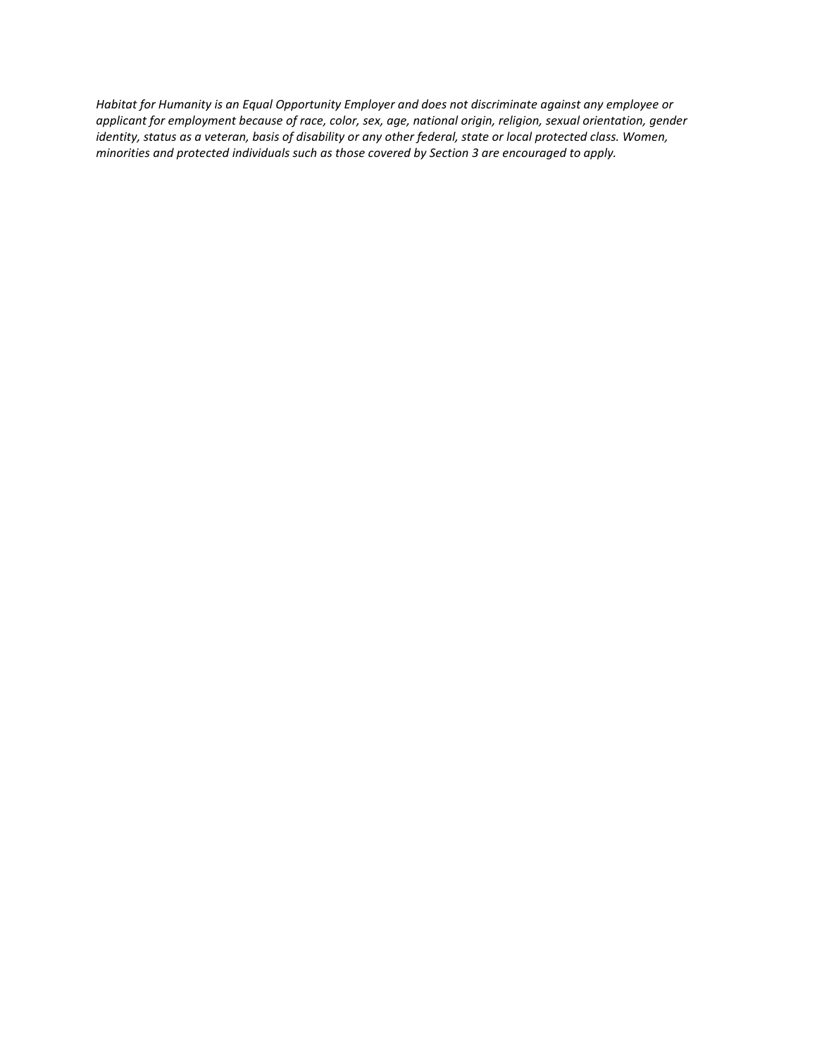*Habitat for Humanity is an Equal Opportunity Employer and does not discriminate against any employee or applicant for employment because of race, color, sex, age, national origin, religion, sexual orientation, gender identity, status as a veteran, basis of disability or any other federal, state or local protected class. Women, minorities and protected individuals such as those covered by Section 3 are encouraged to apply.*